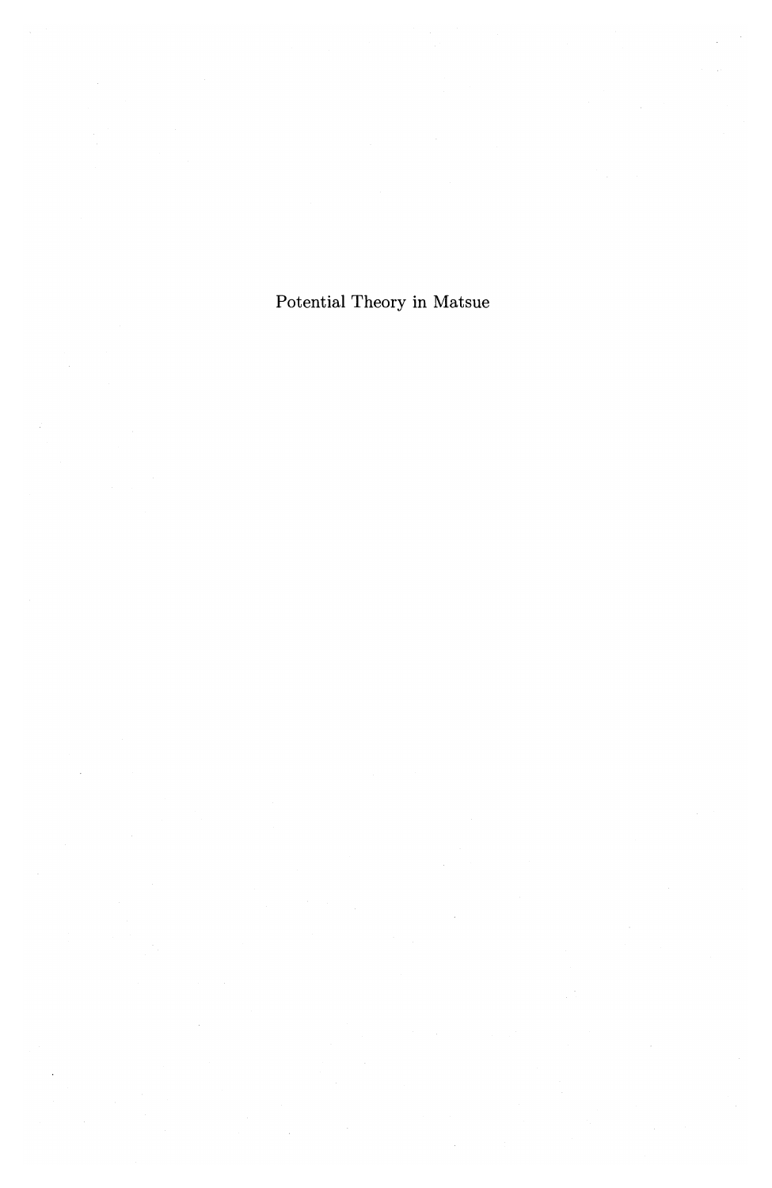Potential Theory in Matsue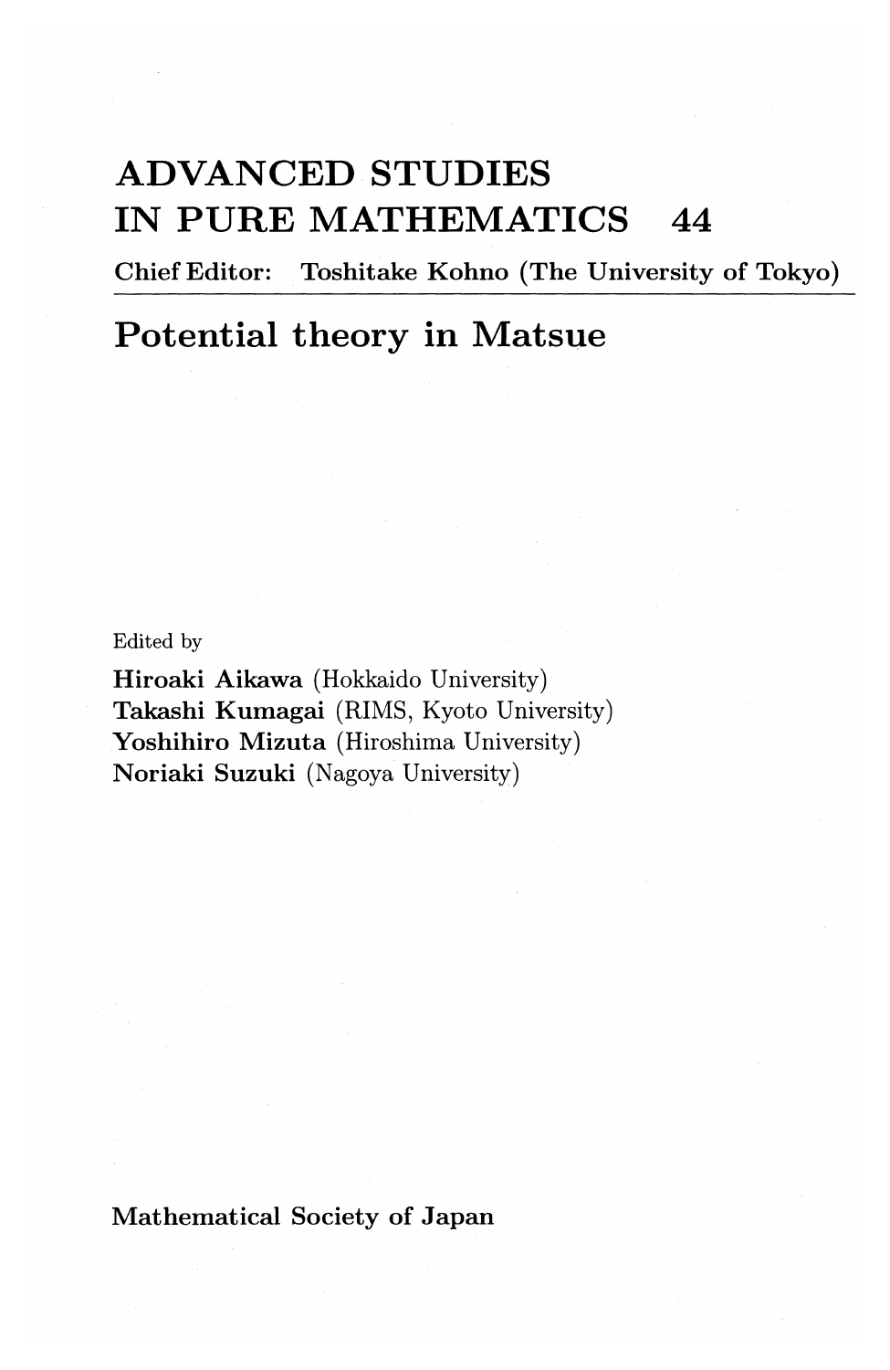# ADVANCED STUDIES IN PURE MATHEMATICS 44

**Chief Editor: Toshitake Kohno (The University of Tokyo)**

---

## Potential theory in Matsue

Edited by

**Hiroaki Aikawa** (Hokkaido University)
**Takashi Kumagai** (RIMS, Kyoto University)
**Yoshihiro Mizuta** (Hiroshima University)
**Noriaki Suzuki** (Nagoya University)

**Mathematical Society of Japan**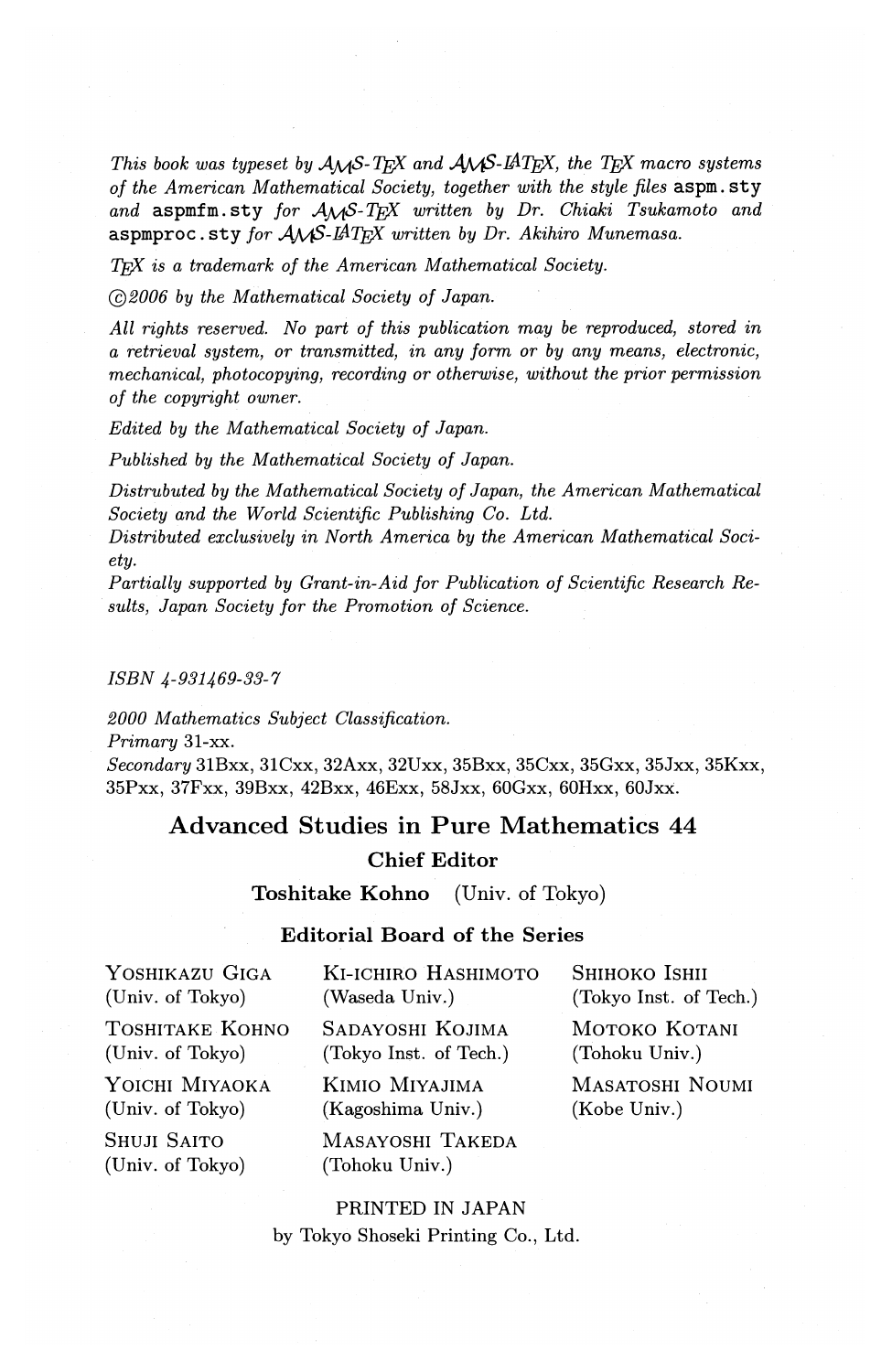*This book was typeset by $\mathcal{A}\mathcal{M}\mathcal{S}$-TEX and $\mathcal{A}\mathcal{M}\mathcal{S}$-LATEX, the TEX macro systems of the American Mathematical Society, together with the style files* aspm.sty *and* aspmfm.sty *for $\mathcal{A}\mathcal{M}\mathcal{S}$-TEX written by Dr. Chiaki Tsukamoto and* aspmproc.sty *for $\mathcal{A}\mathcal{M}\mathcal{S}$-LATEX written by Dr. Akihiro Munemasa.*

*TEX is a trademark of the American Mathematical Society.*

*©2006 by the Mathematical Society of Japan.*

*All rights reserved. No part of this publication may be reproduced, stored in a retrieval system, or transmitted, in any form or by any means, electronic, mechanical, photocopying, recording or otherwise, without the prior permission of the copyright owner.*

*Edited by the Mathematical Society of Japan.*

*Published by the Mathematical Society of Japan.*

*Distrubuted by the Mathematical Society of Japan, the American Mathematical Society and the World Scientific Publishing Co. Ltd.*
*Distributed exclusively in North America by the American Mathematical Society.*
*Partially supported by Grant-in-Aid for Publication of Scientific Research Results, Japan Society for the Promotion of Science.*

*ISBN 4-931469-33-7*

*2000 Mathematics Subject Classification.*
*Primary* 31-xx.
*Secondary* 31Bxx, 31Cxx, 32Axx, 32Uxx, 35Bxx, 35Cxx, 35Gxx, 35Jxx, 35Kxx, 35Pxx, 37Fxx, 39Bxx, 42Bxx, 46Exx, 58Jxx, 60Gxx, 60Hxx, 60Jxx.

## Advanced Studies in Pure Mathematics 44

**Chief Editor**

**Toshitake Kohno** (Univ. of Tokyo)

**Editorial Board of the Series**

| | | |
|---|---|---|
| Yoshikazu Giga (Univ. of Tokyo) | Ki-ichiro Hashimoto (Waseda Univ.) | Shihoko Ishii (Tokyo Inst. of Tech.) |
| Toshitake Kohno (Univ. of Tokyo) | Sadayoshi Kojima (Tokyo Inst. of Tech.) | Motoko Kotani (Tohoku Univ.) |
| Yoichi Miyaoka (Univ. of Tokyo) | Kimio Miyajima (Kagoshima Univ.) | Masatoshi Noumi (Kobe Univ.) |
| Shuji Saito (Univ. of Tokyo) | Masayoshi Takeda (Tohoku Univ.) | |

PRINTED IN JAPAN
by Tokyo Shoseki Printing Co., Ltd.